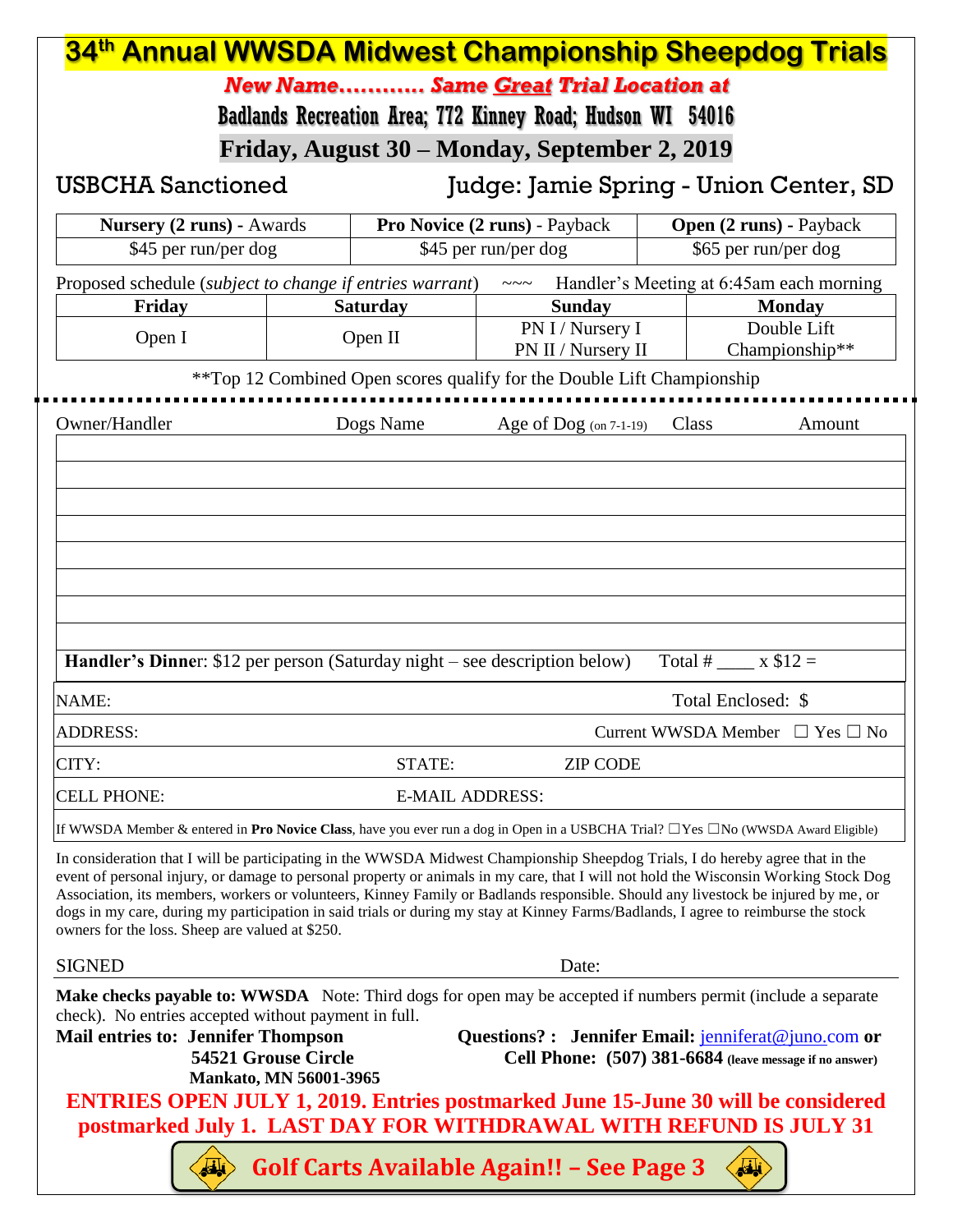# 34th Annual WWSDA Midwest Championship Sheepdog Trials

***New Name............ Same Great Trial Location at***

**Badlands Recreation Area; 772 Kinney Road; Hudson WI 54016**

**Friday, August 30 – Monday, September 2, 2019**

USBCHA Sanctioned    Judge: Jamie Spring - Union Center, SD

| **Nursery (2 runs)** - Awards | **Pro Novice (2 runs)** - Payback | **Open (2 runs)** - Payback |
|---|---|---|
| $45 per run/per dog | $45 per run/per dog | $65 per run/per dog |

Proposed schedule (*subject to change if entries warrant*) ~~~ Handler's Meeting at 6:45am each morning

| Friday | Saturday | Sunday | Monday |
|---|---|---|---|
| Open I | Open II | PN I / Nursery I<br>PN II / Nursery II | Double Lift Championship** |

**Top 12 Combined Open scores qualify for the Double Lift Championship

| Owner/Handler | Dogs Name | Age of Dog (on 7-1-19) | Class | Amount |
|---|---|---|---|---|
| | | | | |
| | | | | |
| | | | | |
| | | | | |
| | | | | |
| | | | | |
| | | | | |
| | | | | |

**Handler's Dinner**: $12 per person (Saturday night – see description below) Total # ____ x $12 =

NAME: Total Enclosed: $

ADDRESS: Current WWSDA Member ☐ Yes ☐ No

CITY: STATE: ZIP CODE

CELL PHONE: E-MAIL ADDRESS:

If WWSDA Member & entered in **Pro Novice Class**, have you ever run a dog in Open in a USBCHA Trial? ☐Yes ☐No (WWSDA Award Eligible)

In consideration that I will be participating in the WWSDA Midwest Championship Sheepdog Trials, I do hereby agree that in the event of personal injury, or damage to personal property or animals in my care, that I will not hold the Wisconsin Working Stock Dog Association, its members, workers or volunteers, Kinney Family or Badlands responsible. Should any livestock be injured by me, or dogs in my care, during my participation in said trials or during my stay at Kinney Farms/Badlands, I agree to reimburse the stock owners for the loss. Sheep are valued at $250.

SIGNED Date:

**Make checks payable to: WWSDA** Note: Third dogs for open may be accepted if numbers permit (include a separate check). No entries accepted without payment in full.

**Mail entries to: Jennifer Thompson**
**54521 Grouse Circle**
**Mankato, MN 56001-3965**

**Questions? : Jennifer Email:** jenniferat@juno.com **or**
**Cell Phone: (507) 381-6684** (leave message if no answer)

**ENTRIES OPEN JULY 1, 2019. Entries postmarked June 15-June 30 will be considered postmarked July 1. LAST DAY FOR WITHDRAWAL WITH REFUND IS JULY 31**

**Golf Carts Available Again!! – See Page 3**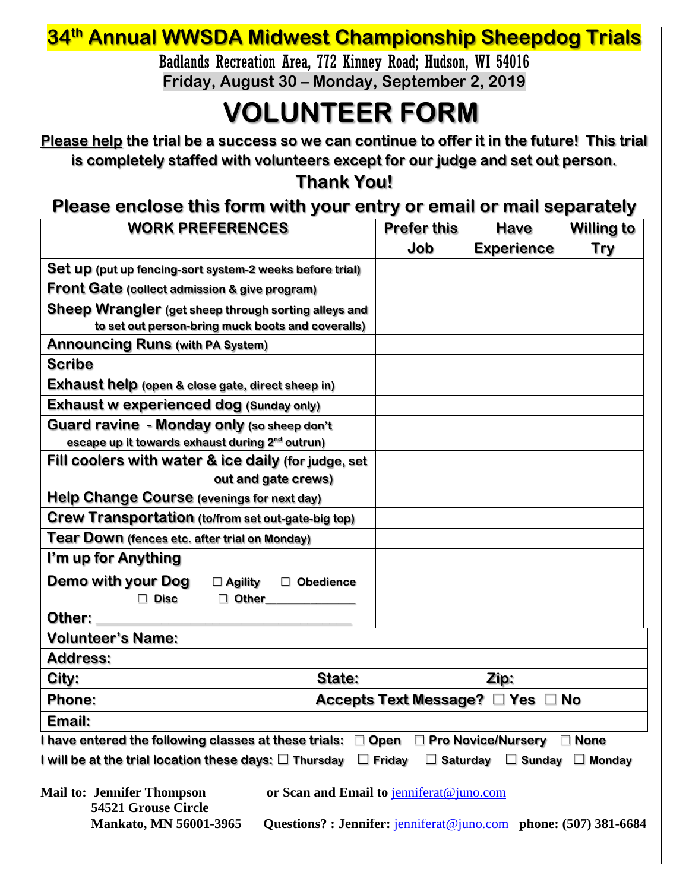# 34th Annual WWSDA Midwest Championship Sheepdog Trials

Badlands Recreation Area, 772 Kinney Road; Hudson, WI 54016

**Friday, August 30 – Monday, September 2, 2019**

# VOLUNTEER FORM

**Please help the trial be a success so we can continue to offer it in the future! This trial is completely staffed with volunteers except for our judge and set out person.**

**Thank You!**

## Please enclose this form with your entry or email or mail separately

| WORK PREFERENCES | Prefer this Job | Have Experience | Willing to Try |
|---|---|---|---|
| **Set up** (put up fencing-sort system-2 weeks before trial) | | | |
| **Front Gate** (collect admission & give program) | | | |
| **Sheep Wrangler** (get sheep through sorting alleys and to set out person-bring muck boots and coveralls) | | | |
| **Announcing Runs** (with PA System) | | | |
| **Scribe** | | | |
| **Exhaust help** (open & close gate, direct sheep in) | | | |
| **Exhaust w experienced dog** (Sunday only) | | | |
| **Guard ravine - Monday only** (so sheep don't escape up it towards exhaust during 2nd outrun) | | | |
| **Fill coolers with water & ice daily** (for judge, set out and gate crews) | | | |
| **Help Change Course** (evenings for next day) | | | |
| **Crew Transportation** (to/from set out-gate-big top) | | | |
| **Tear Down** (fences etc. after trial on Monday) | | | |
| **I'm up for Anything** | | | |
| **Demo with your Dog** ☐ Agility ☐ Obedience ☐ Disc ☐ Other_____________ | | | |
| **Other:** ________________________________ | | | |

**Volunteer's Name:**

**Address:**

**City:** **State:** **Zip:**

**Phone:** **Accepts Text Message?** ☐ Yes ☐ No

**Email:**

I have entered the following classes at these trials: ☐ Open ☐ Pro Novice/Nursery ☐ None

I will be at the trial location these days: ☐ Thursday ☐ Friday ☐ Saturday ☐ Sunday ☐ Monday

**Mail to: Jennifer Thompson**
**54521 Grouse Circle**
**Mankato, MN 56001-3965**

**or Scan and Email to** jenniferat@juno.com

**Questions? : Jennifer:** jenniferat@juno.com **phone: (507) 381-6684**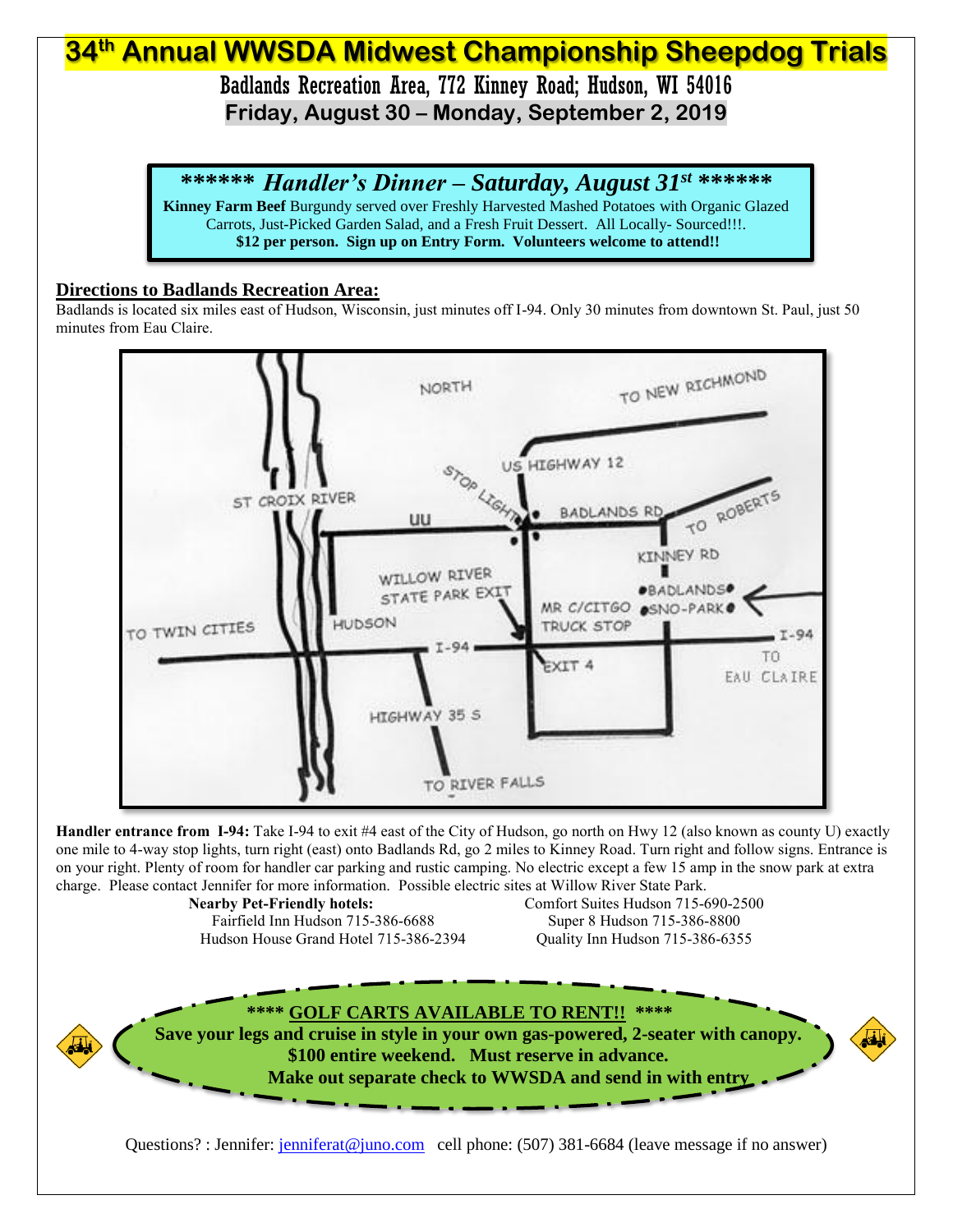# 34th Annual WWSDA Midwest Championship Sheepdog Trials

Badlands Recreation Area, 772 Kinney Road; Hudson, WI 54016

**Friday, August 30 – Monday, September 2, 2019**

## ****** *Handler's Dinner – Saturday, August 31st* ******

**Kinney Farm Beef** Burgundy served over Freshly Harvested Mashed Potatoes with Organic Glazed Carrots, Just-Picked Garden Salad, and a Fresh Fruit Dessert. All Locally- Sourced!!!.

**$12 per person. Sign up on Entry Form. Volunteers welcome to attend!!**

## Directions to Badlands Recreation Area:

Badlands is located six miles east of Hudson, Wisconsin, just minutes off I-94. Only 30 minutes from downtown St. Paul, just 50 minutes from Eau Claire.

NORTH
TO NEW RICHMOND
US HIGHWAY 12
STOP LIGHTS
ST CROIX RIVER
UU
BADLANDS RD
TO ROBERTS
KINNEY RD
WILLOW RIVER STATE PARK EXIT
BADLANDS
MR C/CITGO TRUCK STOP
SNO-PARK
TO TWIN CITIES
HUDSON
I-94
I-94
EXIT 4
TO EAU CLAIRE
HIGHWAY 35 S
TO RIVER FALLS

**Handler entrance from I-94:** Take I-94 to exit #4 east of the City of Hudson, go north on Hwy 12 (also known as county U) exactly one mile to 4-way stop lights, turn right (east) onto Badlands Rd, go 2 miles to Kinney Road. Turn right and follow signs. Entrance is on your right. Plenty of room for handler car parking and rustic camping. No electric except a few 15 amp in the snow park at extra charge. Please contact Jennifer for more information. Possible electric sites at Willow River State Park.

**Nearby Pet-Friendly hotels:**

- Fairfield Inn Hudson 715-386-6688
- Hudson House Grand Hotel 715-386-2394
- Comfort Suites Hudson 715-690-2500
- Super 8 Hudson 715-386-8800
- Quality Inn Hudson 715-386-6355

**\*\*\*\* GOLF CARTS AVAILABLE TO RENT!! \*\*\*\***

**Save your legs and cruise in style in your own gas-powered, 2-seater with canopy.**
**$100 entire weekend. Must reserve in advance.**
**Make out separate check to WWSDA and send in with entry**

Questions? : Jennifer: jenniferat@juno.com cell phone: (507) 381-6684 (leave message if no answer)